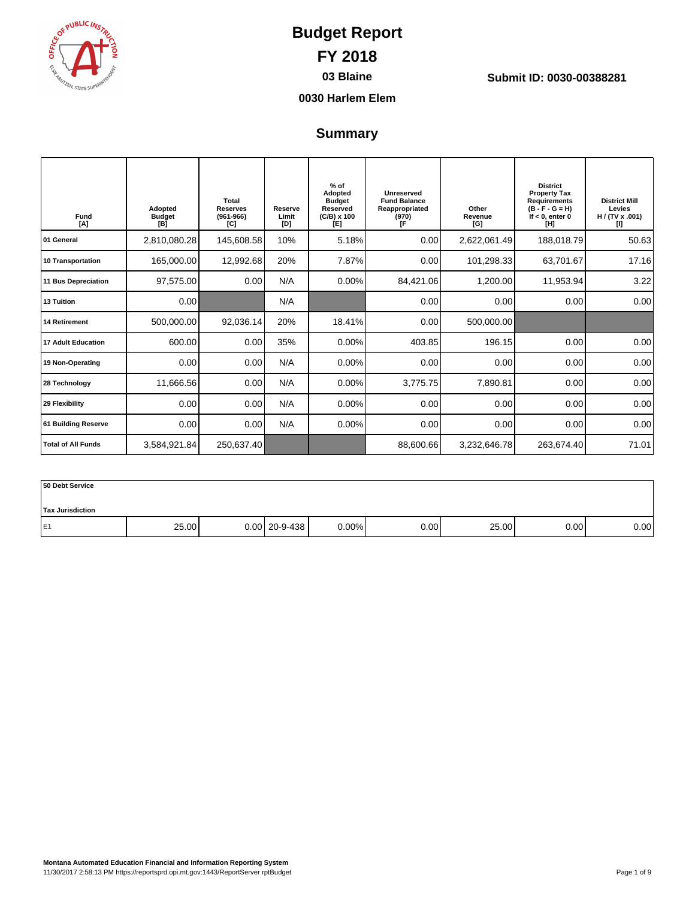# Budget Report

# FY 2018

**03 Blaine**

**Submit ID: 0030-00388281**

**0030 Harlem Elem**

## Summary

| Fund [A] | Adopted Budget [B] | Total Reserves (961-966) [C] | Reserve Limit [D] | % of Adopted Budget Reserved (C/B) x 100 [E] | Unreserved Fund Balance Reappropriated (970) [F | Other Revenue [G] | District Property Tax Requirements (B - F - G = H) If < 0, enter 0 [H] | District Mill Levies H / (TV x .001) [I] |
|---|---|---|---|---|---|---|---|---|
| 01 General | 2,810,080.28 | 145,608.58 | 10% | 5.18% | 0.00 | 2,622,061.49 | 188,018.79 | 50.63 |
| 10 Transportation | 165,000.00 | 12,992.68 | 20% | 7.87% | 0.00 | 101,298.33 | 63,701.67 | 17.16 |
| 11 Bus Depreciation | 97,575.00 | 0.00 | N/A | 0.00% | 84,421.06 | 1,200.00 | 11,953.94 | 3.22 |
| 13 Tuition | 0.00 | | N/A | | 0.00 | 0.00 | 0.00 | 0.00 |
| 14 Retirement | 500,000.00 | 92,036.14 | 20% | 18.41% | 0.00 | 500,000.00 | | |
| 17 Adult Education | 600.00 | 0.00 | 35% | 0.00% | 403.85 | 196.15 | 0.00 | 0.00 |
| 19 Non-Operating | 0.00 | 0.00 | N/A | 0.00% | 0.00 | 0.00 | 0.00 | 0.00 |
| 28 Technology | 11,666.56 | 0.00 | N/A | 0.00% | 3,775.75 | 7,890.81 | 0.00 | 0.00 |
| 29 Flexibility | 0.00 | 0.00 | N/A | 0.00% | 0.00 | 0.00 | 0.00 | 0.00 |
| 61 Building Reserve | 0.00 | 0.00 | N/A | 0.00% | 0.00 | 0.00 | 0.00 | 0.00 |
| Total of All Funds | 3,584,921.84 | 250,637.40 | | | 88,600.66 | 3,232,646.78 | 263,674.40 | 71.01 |

| 50 Debt Service | | | | | | | | |
|---|---|---|---|---|---|---|---|---|
| Tax Jurisdiction | | | | | | | | |
| E1 | 25.00 | 0.00 | 20-9-438 | 0.00% | 0.00 | 25.00 | 0.00 | 0.00 |

**Montana Automated Education Financial and Information Reporting System**
11/30/2017 2:58:13 PM https://reportsprd.opi.mt.gov:1443/ReportServer rptBudget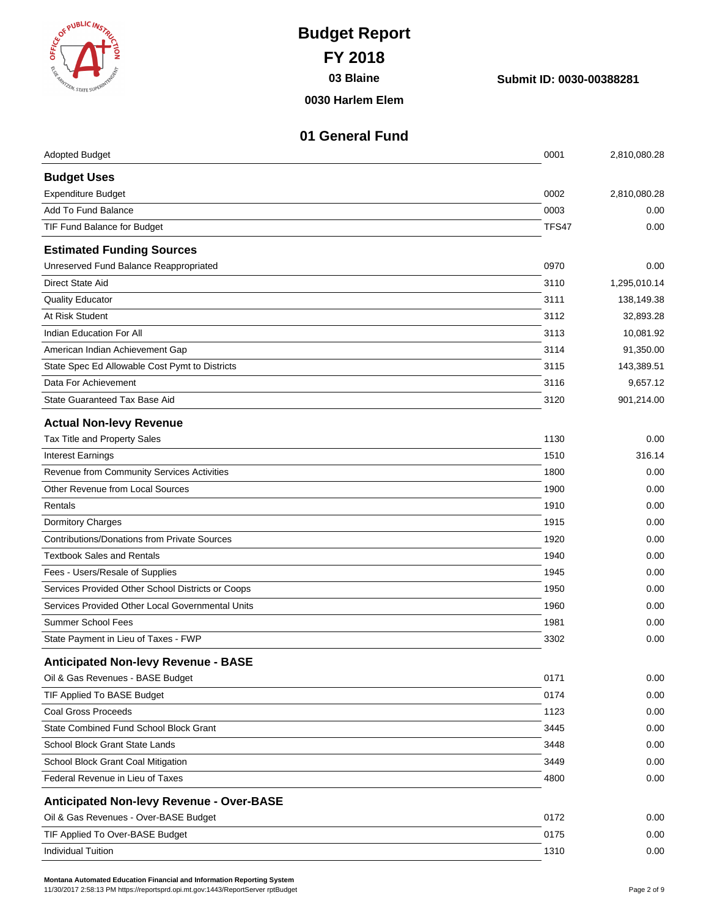# Budget Report

## FY 2018

**03 Blaine**

**Submit ID: 0030-00388281**

**0030 Harlem Elem**

## 01 General Fund

| | | |
|---|---|---|
| Adopted Budget | 0001 | 2,810,080.28 |
| **Budget Uses** | | |
| Expenditure Budget | 0002 | 2,810,080.28 |
| Add To Fund Balance | 0003 | 0.00 |
| TIF Fund Balance for Budget | TFS47 | 0.00 |
| **Estimated Funding Sources** | | |
| Unreserved Fund Balance Reappropriated | 0970 | 0.00 |
| Direct State Aid | 3110 | 1,295,010.14 |
| Quality Educator | 3111 | 138,149.38 |
| At Risk Student | 3112 | 32,893.28 |
| Indian Education For All | 3113 | 10,081.92 |
| American Indian Achievement Gap | 3114 | 91,350.00 |
| State Spec Ed Allowable Cost Pymt to Districts | 3115 | 143,389.51 |
| Data For Achievement | 3116 | 9,657.12 |
| State Guaranteed Tax Base Aid | 3120 | 901,214.00 |
| **Actual Non-levy Revenue** | | |
| Tax Title and Property Sales | 1130 | 0.00 |
| Interest Earnings | 1510 | 316.14 |
| Revenue from Community Services Activities | 1800 | 0.00 |
| Other Revenue from Local Sources | 1900 | 0.00 |
| Rentals | 1910 | 0.00 |
| Dormitory Charges | 1915 | 0.00 |
| Contributions/Donations from Private Sources | 1920 | 0.00 |
| Textbook Sales and Rentals | 1940 | 0.00 |
| Fees - Users/Resale of Supplies | 1945 | 0.00 |
| Services Provided Other School Districts or Coops | 1950 | 0.00 |
| Services Provided Other Local Governmental Units | 1960 | 0.00 |
| Summer School Fees | 1981 | 0.00 |
| State Payment in Lieu of Taxes - FWP | 3302 | 0.00 |
| **Anticipated Non-levy Revenue - BASE** | | |
| Oil & Gas Revenues - BASE Budget | 0171 | 0.00 |
| TIF Applied To BASE Budget | 0174 | 0.00 |
| Coal Gross Proceeds | 1123 | 0.00 |
| State Combined Fund School Block Grant | 3445 | 0.00 |
| School Block Grant State Lands | 3448 | 0.00 |
| School Block Grant Coal Mitigation | 3449 | 0.00 |
| Federal Revenue in Lieu of Taxes | 4800 | 0.00 |
| **Anticipated Non-levy Revenue - Over-BASE** | | |
| Oil & Gas Revenues - Over-BASE Budget | 0172 | 0.00 |
| TIF Applied To Over-BASE Budget | 0175 | 0.00 |
| Individual Tuition | 1310 | 0.00 |

**Montana Automated Education Financial and Information Reporting System**
11/30/2017 2:58:13 PM https://reportsprd.opi.mt.gov:1443/ReportServer rptBudget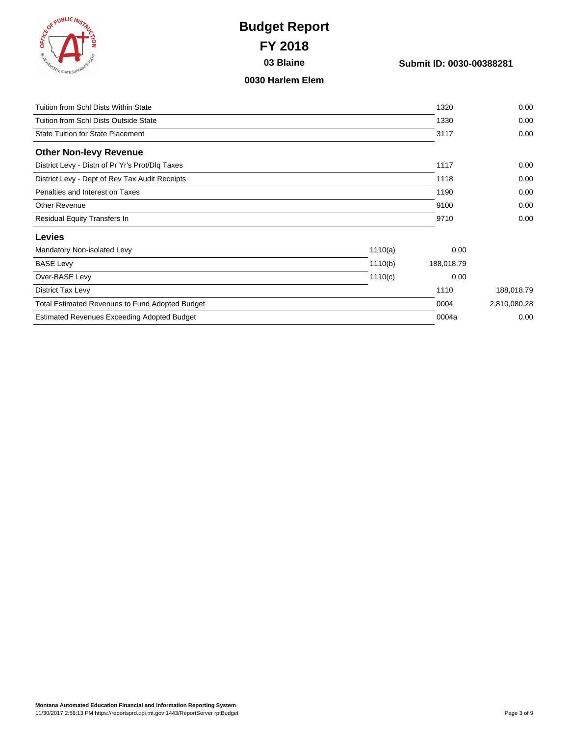# Budget Report

## FY 2018

**03 Blaine**

**Submit ID: 0030-00388281**

**0030 Harlem Elem**

| | | | |
|---|---|---|---|
| Tuition from Schl Dists Within State | | 1320 | 0.00 |
| Tuition from Schl Dists Outside State | | 1330 | 0.00 |
| State Tuition for State Placement | | 3117 | 0.00 |

### Other Non-levy Revenue

| | | | |
|---|---|---|---|
| District Levy - Distn of Pr Yr's Prot/Dlq Taxes | | 1117 | 0.00 |
| District Levy - Dept of Rev Tax Audit Receipts | | 1118 | 0.00 |
| Penalties and Interest on Taxes | | 1190 | 0.00 |
| Other Revenue | | 9100 | 0.00 |
| Residual Equity Transfers In | | 9710 | 0.00 |

### Levies

| | | | |
|---|---|---|---|
| Mandatory Non-isolated Levy | 1110(a) | 0.00 | |
| BASE Levy | 1110(b) | 188,018.79 | |
| Over-BASE Levy | 1110(c) | 0.00 | |
| District Tax Levy | | 1110 | 188,018.79 |
| Total Estimated Revenues to Fund Adopted Budget | | 0004 | 2,810,080.28 |
| Estimated Revenues Exceeding Adopted Budget | | 0004a | 0.00 |

**Montana Automated Education Financial and Information Reporting System**
11/30/2017 2:58:13 PM https://reportsprd.opi.mt.gov:1443/ReportServer rptBudget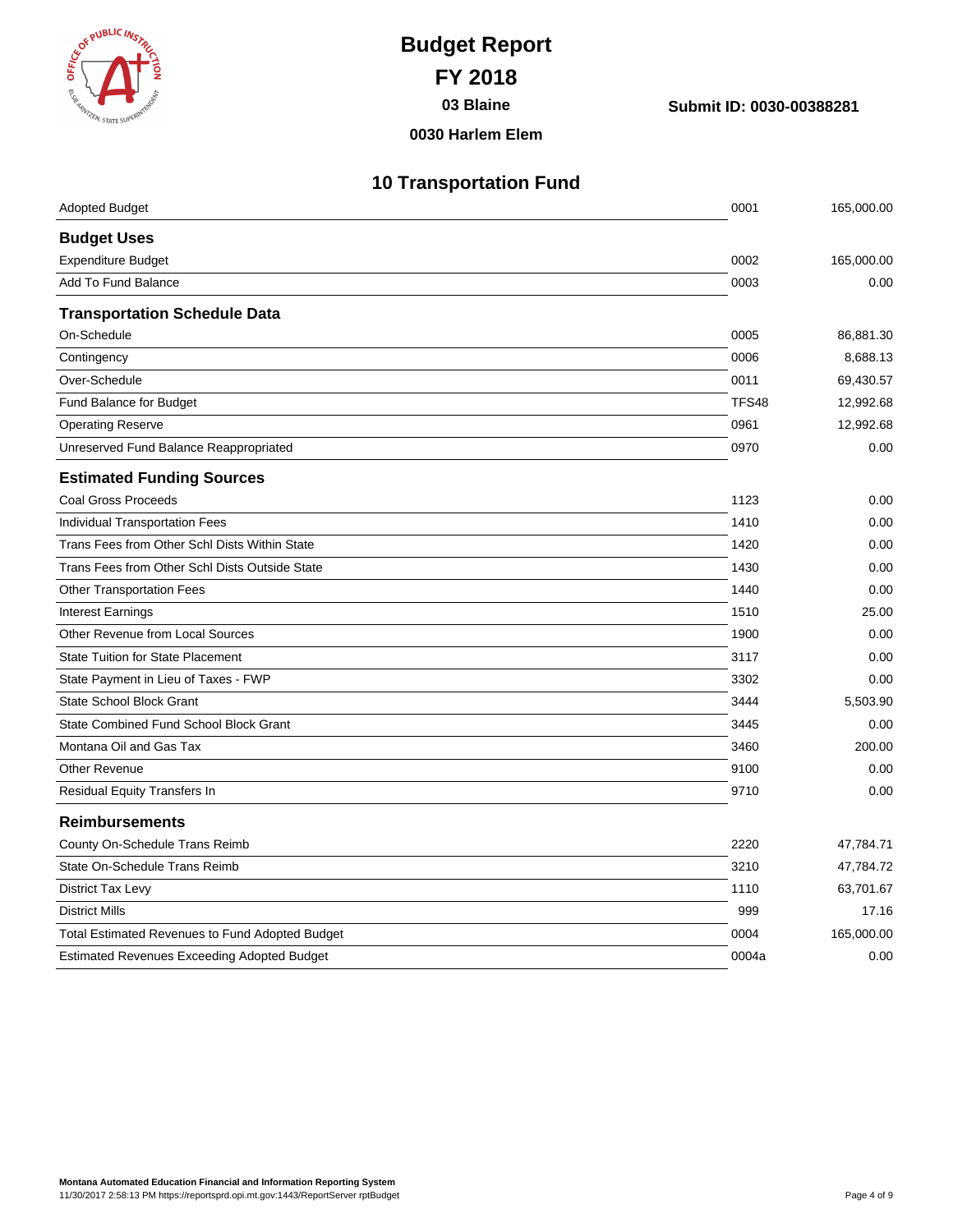# Budget Report

## FY 2018

**03 Blaine**

**0030 Harlem Elem**

**Submit ID: 0030-00388281**

## 10 Transportation Fund

| | | |
|---|---|---|
| Adopted Budget | 0001 | 165,000.00 |
| **Budget Uses** | | |
| Expenditure Budget | 0002 | 165,000.00 |
| Add To Fund Balance | 0003 | 0.00 |
| **Transportation Schedule Data** | | |
| On-Schedule | 0005 | 86,881.30 |
| Contingency | 0006 | 8,688.13 |
| Over-Schedule | 0011 | 69,430.57 |
| Fund Balance for Budget | TFS48 | 12,992.68 |
| Operating Reserve | 0961 | 12,992.68 |
| Unreserved Fund Balance Reappropriated | 0970 | 0.00 |
| **Estimated Funding Sources** | | |
| Coal Gross Proceeds | 1123 | 0.00 |
| Individual Transportation Fees | 1410 | 0.00 |
| Trans Fees from Other Schl Dists Within State | 1420 | 0.00 |
| Trans Fees from Other Schl Dists Outside State | 1430 | 0.00 |
| Other Transportation Fees | 1440 | 0.00 |
| Interest Earnings | 1510 | 25.00 |
| Other Revenue from Local Sources | 1900 | 0.00 |
| State Tuition for State Placement | 3117 | 0.00 |
| State Payment in Lieu of Taxes - FWP | 3302 | 0.00 |
| State School Block Grant | 3444 | 5,503.90 |
| State Combined Fund School Block Grant | 3445 | 0.00 |
| Montana Oil and Gas Tax | 3460 | 200.00 |
| Other Revenue | 9100 | 0.00 |
| Residual Equity Transfers In | 9710 | 0.00 |
| **Reimbursements** | | |
| County On-Schedule Trans Reimb | 2220 | 47,784.71 |
| State On-Schedule Trans Reimb | 3210 | 47,784.72 |
| District Tax Levy | 1110 | 63,701.67 |
| District Mills | 999 | 17.16 |
| Total Estimated Revenues to Fund Adopted Budget | 0004 | 165,000.00 |
| Estimated Revenues Exceeding Adopted Budget | 0004a | 0.00 |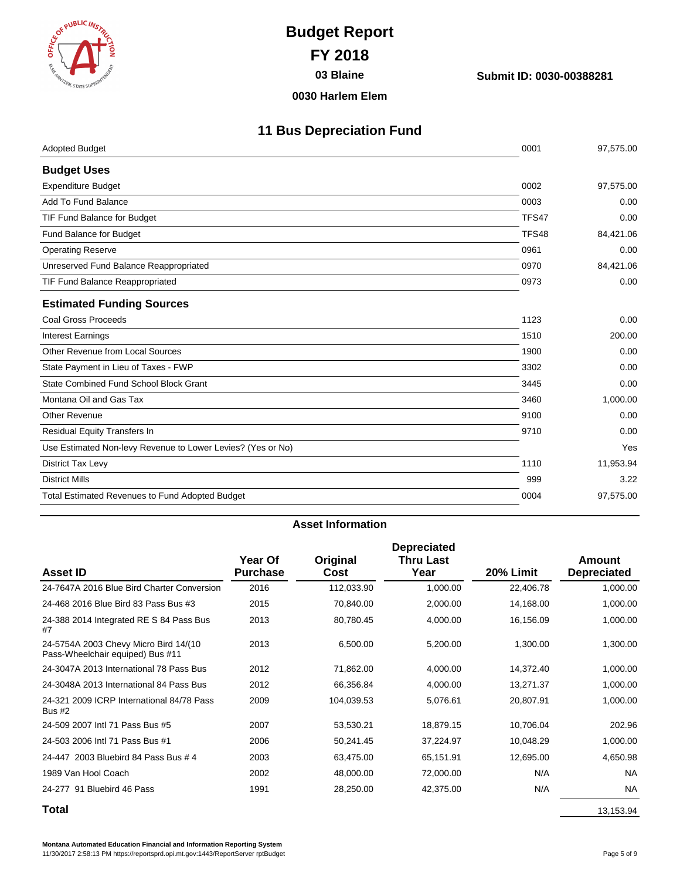# Budget Report

## FY 2018

**03 Blaine**

**Submit ID: 0030-00388281**

**0030 Harlem Elem**

## 11 Bus Depreciation Fund

| | | |
|---|---|---|
| Adopted Budget | 0001 | 97,575.00 |
| **Budget Uses** | | |
| Expenditure Budget | 0002 | 97,575.00 |
| Add To Fund Balance | 0003 | 0.00 |
| TIF Fund Balance for Budget | TFS47 | 0.00 |
| Fund Balance for Budget | TFS48 | 84,421.06 |
| Operating Reserve | 0961 | 0.00 |
| Unreserved Fund Balance Reappropriated | 0970 | 84,421.06 |
| TIF Fund Balance Reappropriated | 0973 | 0.00 |
| **Estimated Funding Sources** | | |
| Coal Gross Proceeds | 1123 | 0.00 |
| Interest Earnings | 1510 | 200.00 |
| Other Revenue from Local Sources | 1900 | 0.00 |
| State Payment in Lieu of Taxes - FWP | 3302 | 0.00 |
| State Combined Fund School Block Grant | 3445 | 0.00 |
| Montana Oil and Gas Tax | 3460 | 1,000.00 |
| Other Revenue | 9100 | 0.00 |
| Residual Equity Transfers In | 9710 | 0.00 |
| Use Estimated Non-levy Revenue to Lower Levies? (Yes or No) | | Yes |
| District Tax Levy | 1110 | 11,953.94 |
| District Mills | 999 | 3.22 |
| Total Estimated Revenues to Fund Adopted Budget | 0004 | 97,575.00 |

### Asset Information

| Asset ID | Year Of Purchase | Original Cost | Depreciated Thru Last Year | 20% Limit | Amount Depreciated |
|---|---|---|---|---|---|
| 24-7647A 2016 Blue Bird Charter Conversion | 2016 | 112,033.90 | 1,000.00 | 22,406.78 | 1,000.00 |
| 24-468 2016 Blue Bird 83 Pass Bus #3 | 2015 | 70,840.00 | 2,000.00 | 14,168.00 | 1,000.00 |
| 24-388 2014 Integrated RE S 84 Pass Bus #7 | 2013 | 80,780.45 | 4,000.00 | 16,156.09 | 1,000.00 |
| 24-5754A 2003 Chevy Micro Bird 14/(10 Pass-Wheelchair equiped) Bus #11 | 2013 | 6,500.00 | 5,200.00 | 1,300.00 | 1,300.00 |
| 24-3047A 2013 International 78 Pass Bus | 2012 | 71,862.00 | 4,000.00 | 14,372.40 | 1,000.00 |
| 24-3048A 2013 International 84 Pass Bus | 2012 | 66,356.84 | 4,000.00 | 13,271.37 | 1,000.00 |
| 24-321 2009 ICRP International 84/78 Pass Bus #2 | 2009 | 104,039.53 | 5,076.61 | 20,807.91 | 1,000.00 |
| 24-509 2007 Intl 71 Pass Bus #5 | 2007 | 53,530.21 | 18,879.15 | 10,706.04 | 202.96 |
| 24-503 2006 Intl 71 Pass Bus #1 | 2006 | 50,241.45 | 37,224.97 | 10,048.29 | 1,000.00 |
| 24-447 2003 Bluebird 84 Pass Bus # 4 | 2003 | 63,475.00 | 65,151.91 | 12,695.00 | 4,650.98 |
| 1989 Van Hool Coach | 2002 | 48,000.00 | 72,000.00 | N/A | NA |
| 24-277 91 Bluebird 46 Pass | 1991 | 28,250.00 | 42,375.00 | N/A | NA |
| **Total** | | | | | 13,153.94 |

**Montana Automated Education Financial and Information Reporting System**
11/30/2017 2:58:13 PM https://reportsprd.opi.mt.gov:1443/ReportServer rptBudget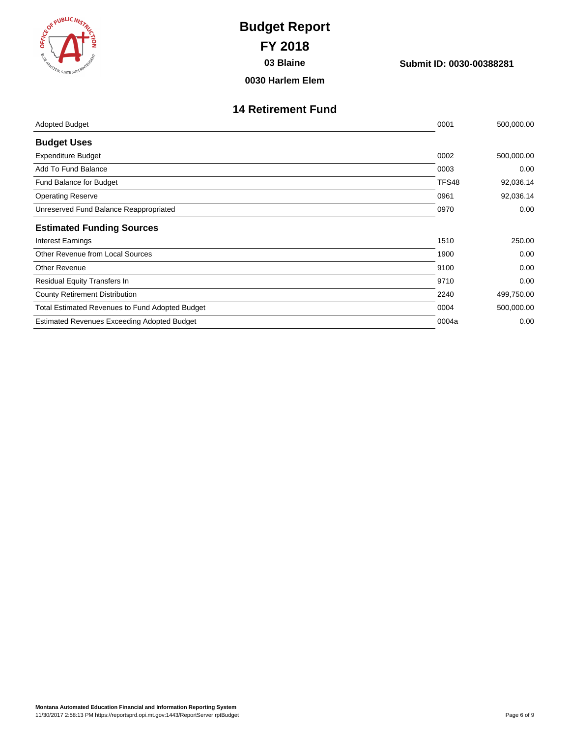# Budget Report

## FY 2018

**03 Blaine**

**Submit ID: 0030-00388281**

**0030 Harlem Elem**

## 14 Retirement Fund

| | | |
|---|---|---|
| Adopted Budget | 0001 | 500,000.00 |
| **Budget Uses** | | |
| Expenditure Budget | 0002 | 500,000.00 |
| Add To Fund Balance | 0003 | 0.00 |
| Fund Balance for Budget | TFS48 | 92,036.14 |
| Operating Reserve | 0961 | 92,036.14 |
| Unreserved Fund Balance Reappropriated | 0970 | 0.00 |
| **Estimated Funding Sources** | | |
| Interest Earnings | 1510 | 250.00 |
| Other Revenue from Local Sources | 1900 | 0.00 |
| Other Revenue | 9100 | 0.00 |
| Residual Equity Transfers In | 9710 | 0.00 |
| County Retirement Distribution | 2240 | 499,750.00 |
| Total Estimated Revenues to Fund Adopted Budget | 0004 | 500,000.00 |
| Estimated Revenues Exceeding Adopted Budget | 0004a | 0.00 |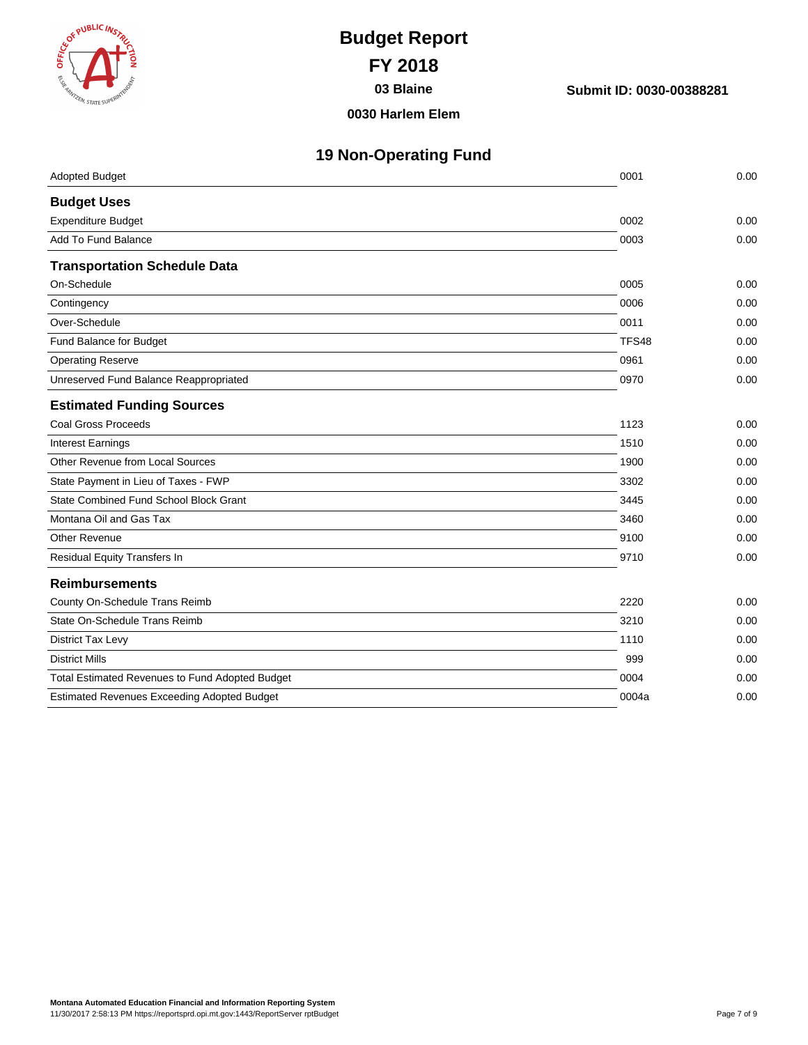# Budget Report

## FY 2018

**03 Blaine**

**Submit ID: 0030-00388281**

**0030 Harlem Elem**

## 19 Non-Operating Fund

| | | |
|---|---|---|
| Adopted Budget | 0001 | 0.00 |
| **Budget Uses** | | |
| Expenditure Budget | 0002 | 0.00 |
| Add To Fund Balance | 0003 | 0.00 |
| **Transportation Schedule Data** | | |
| On-Schedule | 0005 | 0.00 |
| Contingency | 0006 | 0.00 |
| Over-Schedule | 0011 | 0.00 |
| Fund Balance for Budget | TFS48 | 0.00 |
| Operating Reserve | 0961 | 0.00 |
| Unreserved Fund Balance Reappropriated | 0970 | 0.00 |
| **Estimated Funding Sources** | | |
| Coal Gross Proceeds | 1123 | 0.00 |
| Interest Earnings | 1510 | 0.00 |
| Other Revenue from Local Sources | 1900 | 0.00 |
| State Payment in Lieu of Taxes - FWP | 3302 | 0.00 |
| State Combined Fund School Block Grant | 3445 | 0.00 |
| Montana Oil and Gas Tax | 3460 | 0.00 |
| Other Revenue | 9100 | 0.00 |
| Residual Equity Transfers In | 9710 | 0.00 |
| **Reimbursements** | | |
| County On-Schedule Trans Reimb | 2220 | 0.00 |
| State On-Schedule Trans Reimb | 3210 | 0.00 |
| District Tax Levy | 1110 | 0.00 |
| District Mills | 999 | 0.00 |
| Total Estimated Revenues to Fund Adopted Budget | 0004 | 0.00 |
| Estimated Revenues Exceeding Adopted Budget | 0004a | 0.00 |

**Montana Automated Education Financial and Information Reporting System**
11/30/2017 2:58:13 PM https://reportsprd.opi.mt.gov:1443/ReportServer rptBudget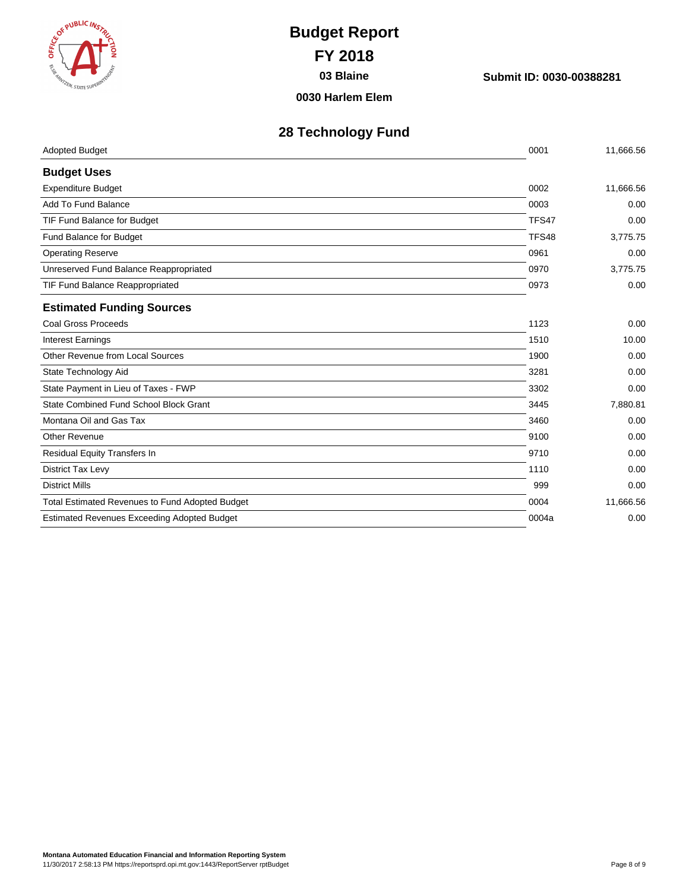# Budget Report

## FY 2018

**03 Blaine**

**0030 Harlem Elem**

**Submit ID: 0030-00388281**

## 28 Technology Fund

| Adopted Budget | 0001 | 11,666.56 |
|---|---|---|

### Budget Uses

| Item | Code | Amount |
|---|---|---|
| Expenditure Budget | 0002 | 11,666.56 |
| Add To Fund Balance | 0003 | 0.00 |
| TIF Fund Balance for Budget | TFS47 | 0.00 |
| Fund Balance for Budget | TFS48 | 3,775.75 |
| Operating Reserve | 0961 | 0.00 |
| Unreserved Fund Balance Reappropriated | 0970 | 3,775.75 |
| TIF Fund Balance Reappropriated | 0973 | 0.00 |

### Estimated Funding Sources

| Item | Code | Amount |
|---|---|---|
| Coal Gross Proceeds | 1123 | 0.00 |
| Interest Earnings | 1510 | 10.00 |
| Other Revenue from Local Sources | 1900 | 0.00 |
| State Technology Aid | 3281 | 0.00 |
| State Payment in Lieu of Taxes - FWP | 3302 | 0.00 |
| State Combined Fund School Block Grant | 3445 | 7,880.81 |
| Montana Oil and Gas Tax | 3460 | 0.00 |
| Other Revenue | 9100 | 0.00 |
| Residual Equity Transfers In | 9710 | 0.00 |
| District Tax Levy | 1110 | 0.00 |
| District Mills | 999 | 0.00 |
| Total Estimated Revenues to Fund Adopted Budget | 0004 | 11,666.56 |
| Estimated Revenues Exceeding Adopted Budget | 0004a | 0.00 |

**Montana Automated Education Financial and Information Reporting System**
11/30/2017 2:58:13 PM https://reportsprd.opi.mt.gov:1443/ReportServer rptBudget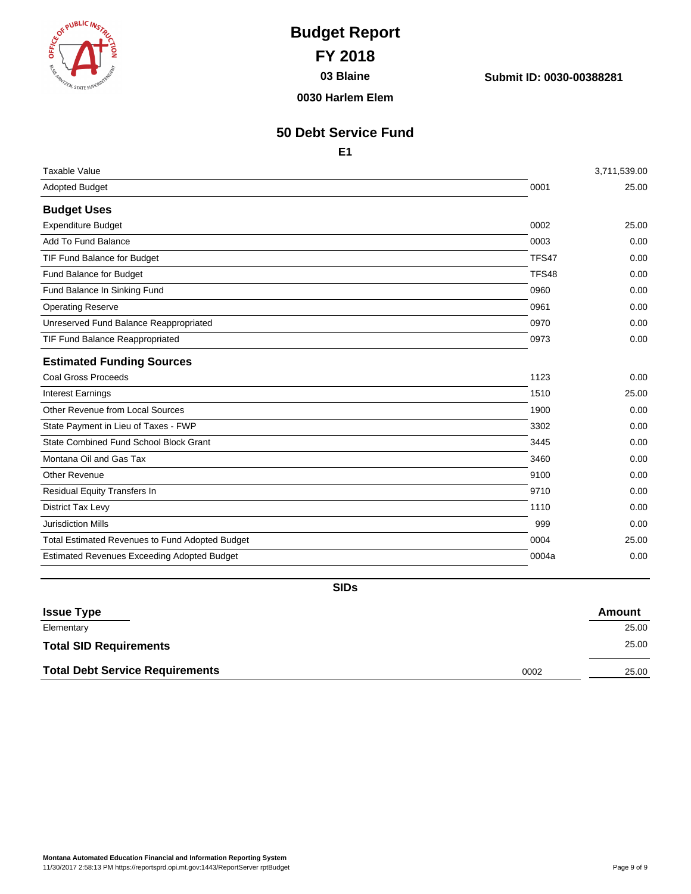# Budget Report

## FY 2018

**03 Blaine**

**0030 Harlem Elem**

**Submit ID: 0030-00388281**

## 50 Debt Service Fund

**E1**

| | | |
|---|---|---|
| Taxable Value | | 3,711,539.00 |
| Adopted Budget | 0001 | 25.00 |
| **Budget Uses** | | |
| Expenditure Budget | 0002 | 25.00 |
| Add To Fund Balance | 0003 | 0.00 |
| TIF Fund Balance for Budget | TFS47 | 0.00 |
| Fund Balance for Budget | TFS48 | 0.00 |
| Fund Balance In Sinking Fund | 0960 | 0.00 |
| Operating Reserve | 0961 | 0.00 |
| Unreserved Fund Balance Reappropriated | 0970 | 0.00 |
| TIF Fund Balance Reappropriated | 0973 | 0.00 |
| **Estimated Funding Sources** | | |
| Coal Gross Proceeds | 1123 | 0.00 |
| Interest Earnings | 1510 | 25.00 |
| Other Revenue from Local Sources | 1900 | 0.00 |
| State Payment in Lieu of Taxes - FWP | 3302 | 0.00 |
| State Combined Fund School Block Grant | 3445 | 0.00 |
| Montana Oil and Gas Tax | 3460 | 0.00 |
| Other Revenue | 9100 | 0.00 |
| Residual Equity Transfers In | 9710 | 0.00 |
| District Tax Levy | 1110 | 0.00 |
| Jurisdiction Mills | 999 | 0.00 |
| Total Estimated Revenues to Fund Adopted Budget | 0004 | 25.00 |
| Estimated Revenues Exceeding Adopted Budget | 0004a | 0.00 |

### SIDs

| Issue Type | | Amount |
|---|---|---|
| Elementary | | 25.00 |
| **Total SID Requirements** | | 25.00 |
| **Total Debt Service Requirements** | 0002 | 25.00 |

**Montana Automated Education Financial and Information Reporting System**
11/30/2017 2:58:13 PM https://reportsprd.opi.mt.gov:1443/ReportServer rptBudget